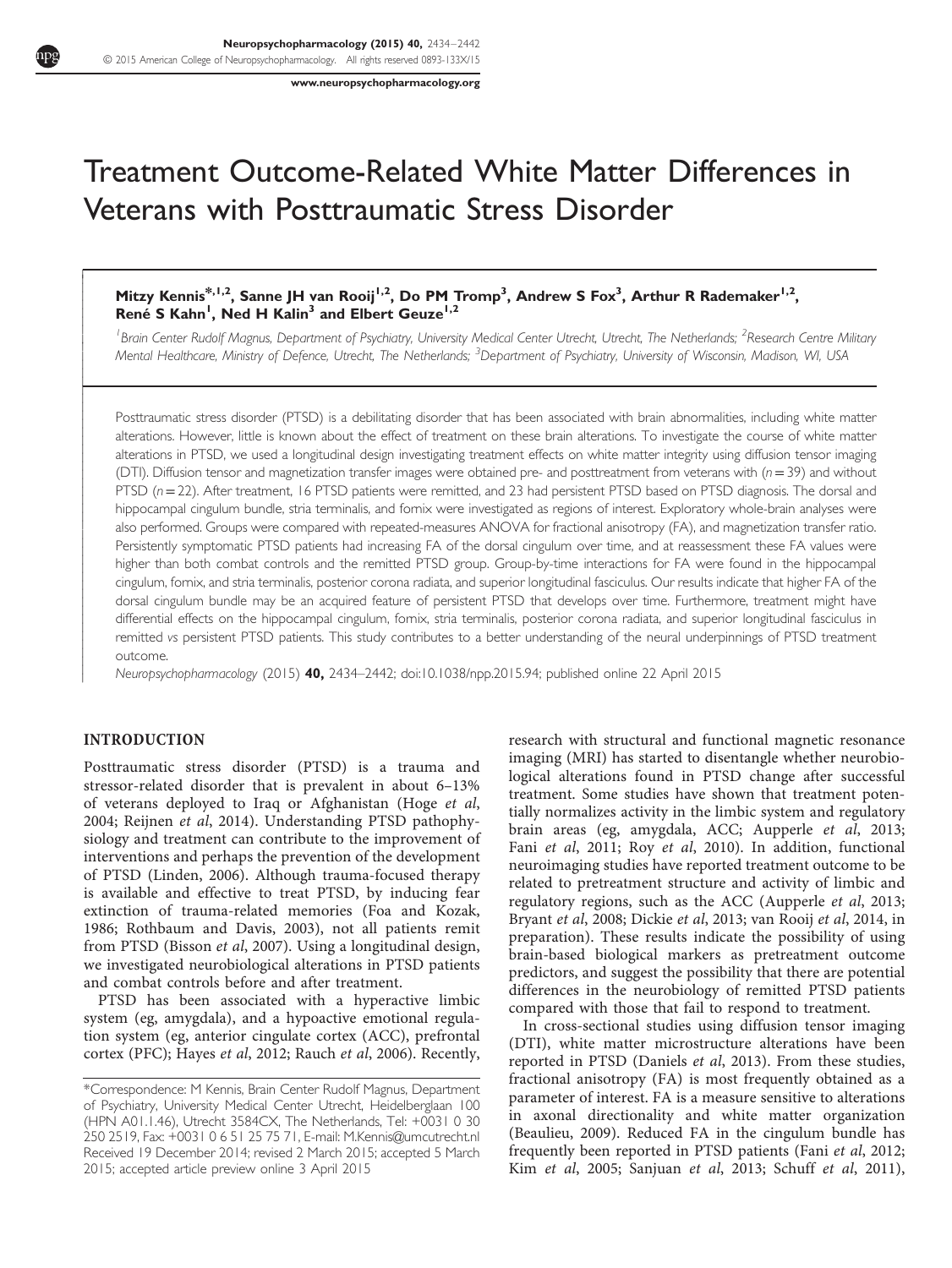# Treatment Outcome-Related White Matter Differences in Veterans with Posttraumatic Stress Disorder

**Mitzy Kennis\*[1,2], Sanne JH van Rooij[1,2], Do PM Tromp[3], Andrew S Fox[3], Arthur R Rademaker[1,2], René S Kahn[1], Ned H Kalin[3] and Elbert Geuze[1,2]**

[1]Brain Center Rudolf Magnus, Department of Psychiatry, University Medical Center Utrecht, Utrecht, The Netherlands; [2]Research Centre Military Mental Healthcare, Ministry of Defence, Utrecht, The Netherlands; [3]Department of Psychiatry, University of Wisconsin, Madison, WI, USA

Posttraumatic stress disorder (PTSD) is a debilitating disorder that has been associated with brain abnormalities, including white matter alterations. However, little is known about the effect of treatment on these brain alterations. To investigate the course of white matter alterations in PTSD, we used a longitudinal design investigating treatment effects on white matter integrity using diffusion tensor imaging (DTI). Diffusion tensor and magnetization transfer images were obtained pre- and posttreatment from veterans with ($n = 39$) and without PTSD ($n = 22$). After treatment, 16 PTSD patients were remitted, and 23 had persistent PTSD based on PTSD diagnosis. The dorsal and hippocampal cingulum bundle, stria terminalis, and fornix were investigated as regions of interest. Exploratory whole-brain analyses were also performed. Groups were compared with repeated-measures ANOVA for fractional anisotropy (FA), and magnetization transfer ratio. Persistently symptomatic PTSD patients had increasing FA of the dorsal cingulum over time, and at reassessment these FA values were higher than both combat controls and the remitted PTSD group. Group-by-time interactions for FA were found in the hippocampal cingulum, fornix, and stria terminalis, posterior corona radiata, and superior longitudinal fasciculus. Our results indicate that higher FA of the dorsal cingulum bundle may be an acquired feature of persistent PTSD that develops over time. Furthermore, treatment might have differential effects on the hippocampal cingulum, fornix, stria terminalis, posterior corona radiata, and superior longitudinal fasciculus in remitted *vs* persistent PTSD patients. This study contributes to a better understanding of the neural underpinnings of PTSD treatment outcome.

*Neuropsychopharmacology* (2015) **40,** 2434–2442; doi:10.1038/npp.2015.94; published online 22 April 2015

## INTRODUCTION

Posttraumatic stress disorder (PTSD) is a trauma and stressor-related disorder that is prevalent in about 6–13% of veterans deployed to Iraq or Afghanistan (Hoge *et al*, 2004; Reijnen *et al*, 2014). Understanding PTSD pathophysiology and treatment can contribute to the improvement of interventions and perhaps the prevention of the development of PTSD (Linden, 2006). Although trauma-focused therapy is available and effective to treat PTSD, by inducing fear extinction of trauma-related memories (Foa and Kozak, 1986; Rothbaum and Davis, 2003), not all patients remit from PTSD (Bisson *et al*, 2007). Using a longitudinal design, we investigated neurobiological alterations in PTSD patients and combat controls before and after treatment.

PTSD has been associated with a hyperactive limbic system (eg, amygdala), and a hypoactive emotional regulation system (eg, anterior cingulate cortex (ACC), prefrontal cortex (PFC); Hayes *et al*, 2012; Rauch *et al*, 2006). Recently, research with structural and functional magnetic resonance imaging (MRI) has started to disentangle whether neurobiological alterations found in PTSD change after successful treatment. Some studies have shown that treatment potentially normalizes activity in the limbic system and regulatory brain areas (eg, amygdala, ACC; Aupperle *et al*, 2013; Fani *et al*, 2011; Roy *et al*, 2010). In addition, functional neuroimaging studies have reported treatment outcome to be related to pretreatment structure and activity of limbic and regulatory regions, such as the ACC (Aupperle *et al*, 2013; Bryant *et al*, 2008; Dickie *et al*, 2013; van Rooij *et al*, 2014, in preparation). These results indicate the possibility of using brain-based biological markers as pretreatment outcome predictors, and suggest the possibility that there are potential differences in the neurobiology of remitted PTSD patients compared with those that fail to respond to treatment.

In cross-sectional studies using diffusion tensor imaging (DTI), white matter microstructure alterations have been reported in PTSD (Daniels *et al*, 2013). From these studies, fractional anisotropy (FA) is most frequently obtained as a parameter of interest. FA is a measure sensitive to alterations in axonal directionality and white matter organization (Beaulieu, 2009). Reduced FA in the cingulum bundle has frequently been reported in PTSD patients (Fani *et al*, 2012; Kim *et al*, 2005; Sanjuan *et al*, 2013; Schuff *et al*, 2011),

\*Correspondence: M Kennis, Brain Center Rudolf Magnus, Department of Psychiatry, University Medical Center Utrecht, Heidelberglaan 100 (HPN A01.1.46), Utrecht 3584CX, The Netherlands, Tel: +0031 0 30 250 2519, Fax: +0031 0 6 51 25 75 71, E-mail: M.Kennis@umcutrecht.nl

Received 19 December 2014; revised 2 March 2015; accepted 5 March 2015; accepted article preview online 3 April 2015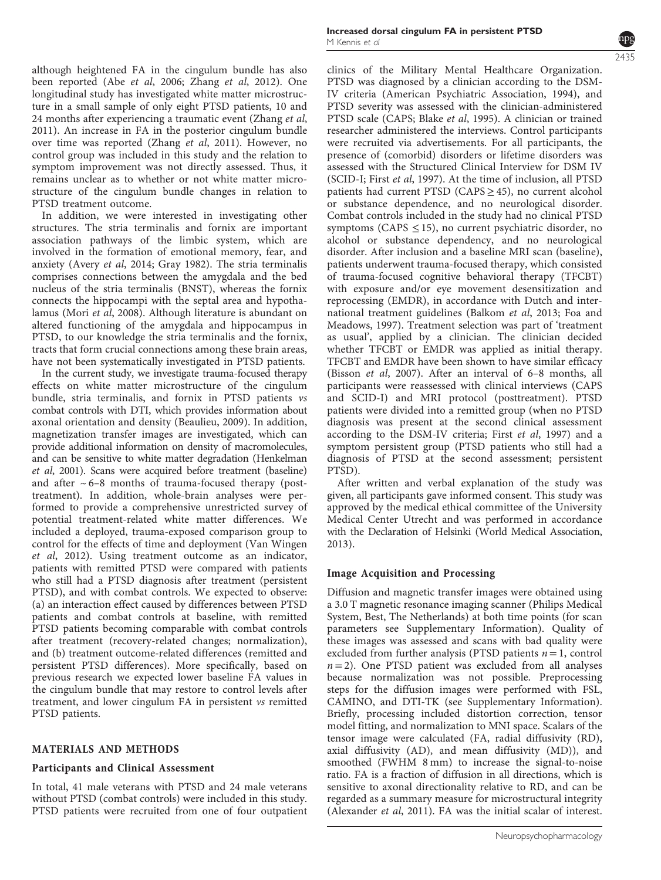although heightened FA in the cingulum bundle has also been reported (Abe *et al*, 2006; Zhang *et al*, 2012). One longitudinal study has investigated white matter microstructure in a small sample of only eight PTSD patients, 10 and 24 months after experiencing a traumatic event (Zhang *et al*, 2011). An increase in FA in the posterior cingulum bundle over time was reported (Zhang *et al*, 2011). However, no control group was included in this study and the relation to symptom improvement was not directly assessed. Thus, it remains unclear as to whether or not white matter microstructure of the cingulum bundle changes in relation to PTSD treatment outcome.

In addition, we were interested in investigating other structures. The stria terminalis and fornix are important association pathways of the limbic system, which are involved in the formation of emotional memory, fear, and anxiety (Avery *et al*, 2014; Gray 1982). The stria terminalis comprises connections between the amygdala and the bed nucleus of the stria terminalis (BNST), whereas the fornix connects the hippocampi with the septal area and hypothalamus (Mori *et al*, 2008). Although literature is abundant on altered functioning of the amygdala and hippocampus in PTSD, to our knowledge the stria terminalis and the fornix, tracts that form crucial connections among these brain areas, have not been systematically investigated in PTSD patients.

In the current study, we investigate trauma-focused therapy effects on white matter microstructure of the cingulum bundle, stria terminalis, and fornix in PTSD patients *vs* combat controls with DTI, which provides information about axonal orientation and density (Beaulieu, 2009). In addition, magnetization transfer images are investigated, which can provide additional information on density of macromolecules, and can be sensitive to white matter degradation (Henkelman *et al*, 2001). Scans were acquired before treatment (baseline) and after ~6–8 months of trauma-focused therapy (posttreatment). In addition, whole-brain analyses were performed to provide a comprehensive unrestricted survey of potential treatment-related white matter differences. We included a deployed, trauma-exposed comparison group to control for the effects of time and deployment (Van Wingen *et al*, 2012). Using treatment outcome as an indicator, patients with remitted PTSD were compared with patients who still had a PTSD diagnosis after treatment (persistent PTSD), and with combat controls. We expected to observe: (a) an interaction effect caused by differences between PTSD patients and combat controls at baseline, with remitted PTSD patients becoming comparable with combat controls after treatment (recovery-related changes; normalization), and (b) treatment outcome-related differences (remitted and persistent PTSD differences). More specifically, based on previous research we expected lower baseline FA values in the cingulum bundle that may restore to control levels after treatment, and lower cingulum FA in persistent *vs* remitted PTSD patients.

## MATERIALS AND METHODS

### Participants and Clinical Assessment

In total, 41 male veterans with PTSD and 24 male veterans without PTSD (combat controls) were included in this study. PTSD patients were recruited from one of four outpatient clinics of the Military Mental Healthcare Organization. PTSD was diagnosed by a clinician according to the DSM-IV criteria (American Psychiatric Association, 1994), and PTSD severity was assessed with the clinician-administered PTSD scale (CAPS; Blake *et al*, 1995). A clinician or trained researcher administered the interviews. Control participants were recruited via advertisements. For all participants, the presence of (comorbid) disorders or lifetime disorders was assessed with the Structured Clinical Interview for DSM IV (SCID-I; First *et al*, 1997). At the time of inclusion, all PTSD patients had current PTSD (CAPS $\geq 45$), no current alcohol or substance dependence, and no neurological disorder. Combat controls included in the study had no clinical PTSD symptoms (CAPS $\leq 15$), no current psychiatric disorder, no alcohol or substance dependency, and no neurological disorder. After inclusion and a baseline MRI scan (baseline), patients underwent trauma-focused therapy, which consisted of trauma-focused cognitive behavioral therapy (TFCBT) with exposure and/or eye movement desensitization and reprocessing (EMDR), in accordance with Dutch and international treatment guidelines (Balkom *et al*, 2013; Foa and Meadows, 1997). Treatment selection was part of 'treatment as usual', applied by a clinician. The clinician decided whether TFCBT or EMDR was applied as initial therapy. TFCBT and EMDR have been shown to have similar efficacy (Bisson *et al*, 2007). After an interval of 6–8 months, all participants were reassessed with clinical interviews (CAPS and SCID-I) and MRI protocol (posttreatment). PTSD patients were divided into a remitted group (when no PTSD diagnosis was present at the second clinical assessment according to the DSM-IV criteria; First *et al*, 1997) and a symptom persistent group (PTSD patients who still had a diagnosis of PTSD at the second assessment; persistent PTSD).

After written and verbal explanation of the study was given, all participants gave informed consent. This study was approved by the medical ethical committee of the University Medical Center Utrecht and was performed in accordance with the Declaration of Helsinki (World Medical Association, 2013).

### Image Acquisition and Processing

Diffusion and magnetic transfer images were obtained using a 3.0 T magnetic resonance imaging scanner (Philips Medical System, Best, The Netherlands) at both time points (for scan parameters see Supplementary Information). Quality of these images was assessed and scans with bad quality were excluded from further analysis (PTSD patients $n = 1$, control $n = 2$). One PTSD patient was excluded from all analyses because normalization was not possible. Preprocessing steps for the diffusion images were performed with FSL, CAMINO, and DTI-TK (see Supplementary Information). Briefly, processing included distortion correction, tensor model fitting, and normalization to MNI space. Scalars of the tensor image were calculated (FA, radial diffusivity (RD), axial diffusivity (AD), and mean diffusivity (MD)), and smoothed (FWHM 8 mm) to increase the signal-to-noise ratio. FA is a fraction of diffusion in all directions, which is sensitive to axonal directionality relative to RD, and can be regarded as a summary measure for microstructural integrity (Alexander *et al*, 2011). FA was the initial scalar of interest.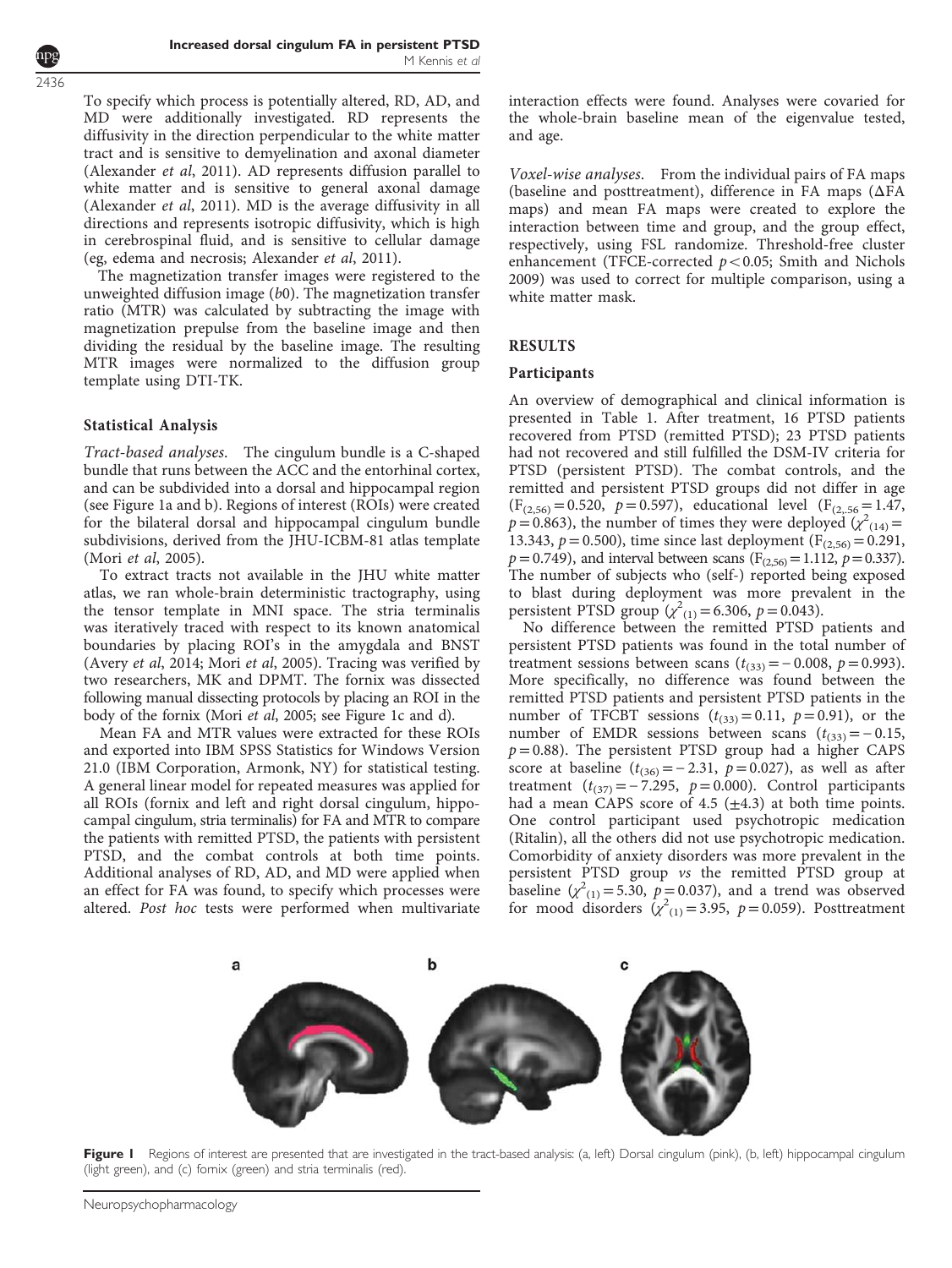To specify which process is potentially altered, RD, AD, and MD were additionally investigated. RD represents the diffusivity in the direction perpendicular to the white matter tract and is sensitive to demyelination and axonal diameter (Alexander *et al*, 2011). AD represents diffusion parallel to white matter and is sensitive to general axonal damage (Alexander *et al*, 2011). MD is the average diffusivity in all directions and represents isotropic diffusivity, which is high in cerebrospinal fluid, and is sensitive to cellular damage (eg, edema and necrosis; Alexander *et al*, 2011).

The magnetization transfer images were registered to the unweighted diffusion image (*b*0). The magnetization transfer ratio (MTR) was calculated by subtracting the image with magnetization prepulse from the baseline image and then dividing the residual by the baseline image. The resulting MTR images were normalized to the diffusion group template using DTI-TK.

### Statistical Analysis

*Tract-based analyses.* The cingulum bundle is a C-shaped bundle that runs between the ACC and the entorhinal cortex, and can be subdivided into a dorsal and hippocampal region (see Figure 1a and b). Regions of interest (ROIs) were created for the bilateral dorsal and hippocampal cingulum bundle subdivisions, derived from the JHU-ICBM-81 atlas template (Mori *et al*, 2005).

To extract tracts not available in the JHU white matter atlas, we ran whole-brain deterministic tractography, using the tensor template in MNI space. The stria terminalis was iteratively traced with respect to its known anatomical boundaries by placing ROI's in the amygdala and BNST (Avery *et al*, 2014; Mori *et al*, 2005). Tracing was verified by two researchers, MK and DPMT. The fornix was dissected following manual dissecting protocols by placing an ROI in the body of the fornix (Mori *et al*, 2005; see Figure 1c and d).

Mean FA and MTR values were extracted for these ROIs and exported into IBM SPSS Statistics for Windows Version 21.0 (IBM Corporation, Armonk, NY) for statistical testing. A general linear model for repeated measures was applied for all ROIs (fornix and left and right dorsal cingulum, hippocampal cingulum, stria terminalis) for FA and MTR to compare the patients with remitted PTSD, the patients with persistent PTSD, and the combat controls at both time points. Additional analyses of RD, AD, and MD were applied when an effect for FA was found, to specify which processes were altered. *Post hoc* tests were performed when multivariate interaction effects were found. Analyses were covaried for the whole-brain baseline mean of the eigenvalue tested, and age.

*Voxel-wise analyses.* From the individual pairs of FA maps (baseline and posttreatment), difference in FA maps (ΔFA maps) and mean FA maps were created to explore the interaction between time and group, and the group effect, respectively, using FSL randomize. Threshold-free cluster enhancement (TFCE-corrected $p<0.05$; Smith and Nichols 2009) was used to correct for multiple comparison, using a white matter mask.

## RESULTS

### Participants

An overview of demographical and clinical information is presented in Table 1. After treatment, 16 PTSD patients recovered from PTSD (remitted PTSD); 23 PTSD patients had not recovered and still fulfilled the DSM-IV criteria for PTSD (persistent PTSD). The combat controls, and the remitted and persistent PTSD groups did not differ in age ($F_{(2,56)}=0.520$, $p=0.597$), educational level ($F_{(2,.56)}=1.47$, $p=0.863$), the number of times they were deployed ($\chi^2_{(14)}=13.343$, $p=0.500$), time since last deployment ($F_{(2,56)}=0.291$, $p=0.749$), and interval between scans ($F_{(2,56)}=1.112$, $p=0.337$). The number of subjects who (self-) reported being exposed to blast during deployment was more prevalent in the persistent PTSD group ($\chi^2_{(1)}=6.306$, $p=0.043$).

No difference between the remitted PTSD patients and persistent PTSD patients was found in the total number of treatment sessions between scans ($t_{(33)}=-0.008$, $p=0.993$). More specifically, no difference was found between the remitted PTSD patients and persistent PTSD patients in the number of TFCBT sessions ($t_{(33)}=0.11$, $p=0.91$), or the number of EMDR sessions between scans ($t_{(33)}=-0.15$, $p=0.88$). The persistent PTSD group had a higher CAPS score at baseline ($t_{(36)}=-2.31$, $p=0.027$), as well as after treatment ($t_{(37)}=-7.295$, $p=0.000$). Control participants had a mean CAPS score of 4.5 (±4.3) at both time points. One control participant used psychotropic medication (Ritalin), all the others did not use psychotropic medication. Comorbidity of anxiety disorders was more prevalent in the persistent PTSD group *vs* the remitted PTSD group at baseline ($\chi^2_{(1)}=5.30$, $p=0.037$), and a trend was observed for mood disorders ($\chi^2_{(1)}=3.95$, $p=0.059$). Posttreatment

**Figure 1** Regions of interest are presented that are investigated in the tract-based analysis: (a, left) Dorsal cingulum (pink), (b, left) hippocampal cingulum (light green), and (c) fornix (green) and stria terminalis (red).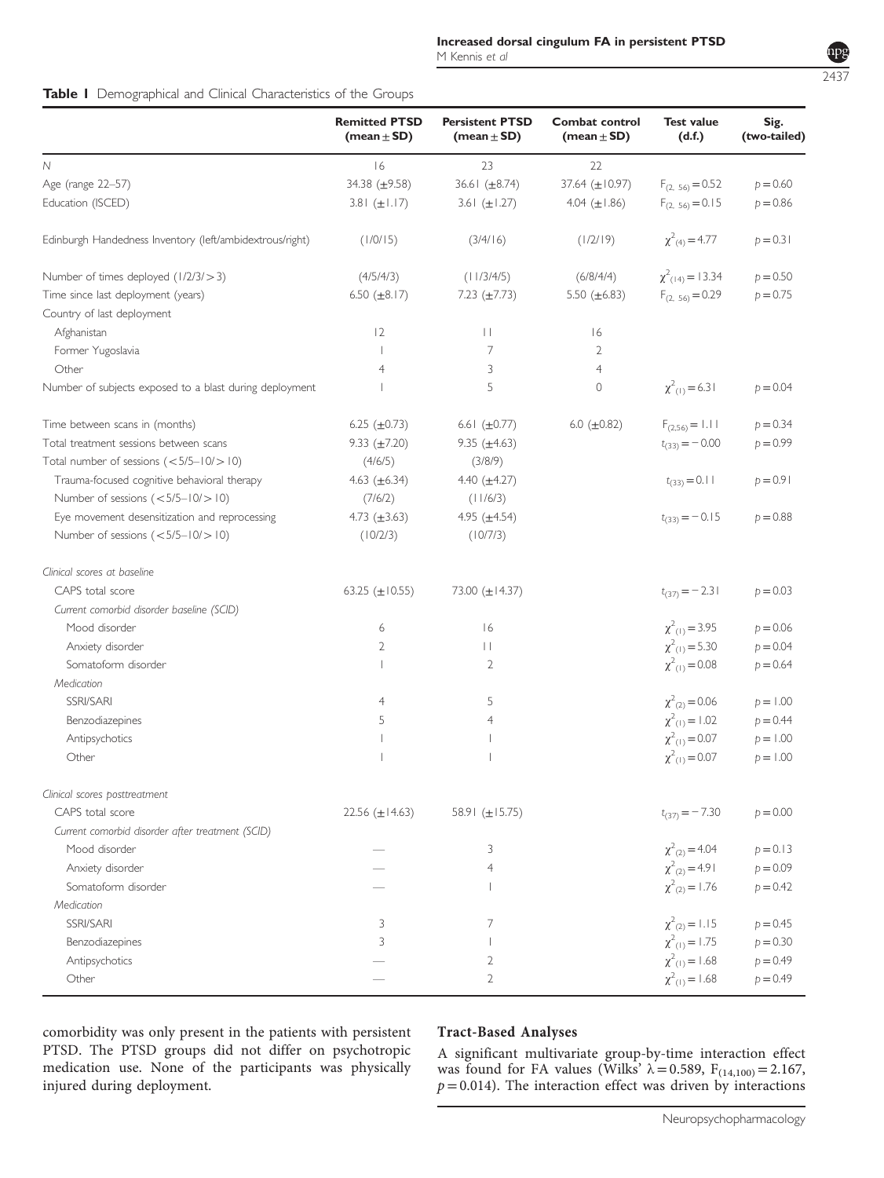**Table 1** Demographical and Clinical Characteristics of the Groups

| | Remitted PTSD (mean ± SD) | Persistent PTSD (mean ± SD) | Combat control (mean ± SD) | Test value (d.f.) | Sig. (two-tailed) |
|---|---|---|---|---|---|
| N | 16 | 23 | 22 | | |
| Age (range 22–57) | 34.38 (±9.58) | 36.61 (±8.74) | 37.64 (±10.97) | $F_{(2, 56)} = 0.52$ | $p = 0.60$ |
| Education (ISCED) | 3.81 (±1.17) | 3.61 (±1.27) | 4.04 (±1.86) | $F_{(2, 56)} = 0.15$ | $p = 0.86$ |
| Edinburgh Handedness Inventory (left/ambidextrous/right) | (1/0/15) | (3/4/16) | (1/2/19) | $\chi^2_{(4)} = 4.77$ | $p = 0.31$ |
| Number of times deployed (1/2/3/>3) | (4/5/4/3) | (11/3/4/5) | (6/8/4/4) | $\chi^2_{(14)} = 13.34$ | $p = 0.50$ |
| Time since last deployment (years) | 6.50 (±8.17) | 7.23 (±7.73) | 5.50 (±6.83) | $F_{(2, 56)} = 0.29$ | $p = 0.75$ |
| Country of last deployment | | | | | |
| Afghanistan | 12 | 11 | 16 | | |
| Former Yugoslavia | 1 | 7 | 2 | | |
| Other | 4 | 3 | 4 | | |
| Number of subjects exposed to a blast during deployment | 1 | 5 | 0 | $\chi^2_{(1)} = 6.31$ | $p = 0.04$ |
| Time between scans (in months) | 6.25 (±0.73) | 6.61 (±0.77) | 6.0 (±0.82) | $F_{(2,56)} = 1.11$ | $p = 0.34$ |
| Total treatment sessions between scans | 9.33 (±7.20) | 9.35 (±4.63) | | $t_{(33)} = -0.00$ | $p = 0.99$ |
| Total number of sessions (<5/5–10/>10) | (4/6/5) | (3/8/9) | | | |
| Trauma-focused cognitive behavioral therapy | 4.63 (±6.34) | 4.40 (±4.27) | | $t_{(33)} = 0.11$ | $p = 0.91$ |
| Number of sessions (<5/5–10/>10) | (7/6/2) | (11/6/3) | | | |
| Eye movement desensitization and reprocessing | 4.73 (±3.63) | 4.95 (±4.54) | | $t_{(33)} = -0.15$ | $p = 0.88$ |
| Number of sessions (<5/5–10/>10) | (10/2/3) | (10/7/3) | | | |
| *Clinical scores at baseline* | | | | | |
| CAPS total score | 63.25 (±10.55) | 73.00 (±14.37) | | $t_{(37)} = -2.31$ | $p = 0.03$ |
| *Current comorbid disorder baseline (SCID)* | | | | | |
| Mood disorder | 6 | 16 | | $\chi^2_{(1)} = 3.95$ | $p = 0.06$ |
| Anxiety disorder | 2 | 11 | | $\chi^2_{(1)} = 5.30$ | $p = 0.04$ |
| Somatoform disorder | 1 | 2 | | $\chi^2_{(1)} = 0.08$ | $p = 0.64$ |
| *Medication* | | | | | |
| SSRI/SARI | 4 | 5 | | $\chi^2_{(2)} = 0.06$ | $p = 1.00$ |
| Benzodiazepines | 5 | 4 | | $\chi^2_{(1)} = 1.02$ | $p = 0.44$ |
| Antipsychotics | 1 | 1 | | $\chi^2_{(1)} = 0.07$ | $p = 1.00$ |
| Other | 1 | 1 | | $\chi^2_{(1)} = 0.07$ | $p = 1.00$ |
| *Clinical scores posttreatment* | | | | | |
| CAPS total score | 22.56 (±14.63) | 58.91 (±15.75) | | $t_{(37)} = -7.30$ | $p = 0.00$ |
| *Current comorbid disorder after treatment (SCID)* | | | | | |
| Mood disorder | — | 3 | | $\chi^2_{(2)} = 4.04$ | $p = 0.13$ |
| Anxiety disorder | — | 4 | | $\chi^2_{(2)} = 4.91$ | $p = 0.09$ |
| Somatoform disorder | — | 1 | | $\chi^2_{(2)} = 1.76$ | $p = 0.42$ |
| *Medication* | | | | | |
| SSRI/SARI | 3 | 7 | | $\chi^2_{(2)} = 1.15$ | $p = 0.45$ |
| Benzodiazepines | 3 | 1 | | $\chi^2_{(1)} = 1.75$ | $p = 0.30$ |
| Antipsychotics | — | 2 | | $\chi^2_{(1)} = 1.68$ | $p = 0.49$ |
| Other | — | 2 | | $\chi^2_{(1)} = 1.68$ | $p = 0.49$ |

comorbidity was only present in the patients with persistent PTSD. The PTSD groups did not differ on psychotropic medication use. None of the participants was physically injured during deployment.

### Tract-Based Analyses

A significant multivariate group-by-time interaction effect was found for FA values (Wilks' $\lambda = 0.589$, $F_{(14,100)} = 2.167$, $p = 0.014$). The interaction effect was driven by interactions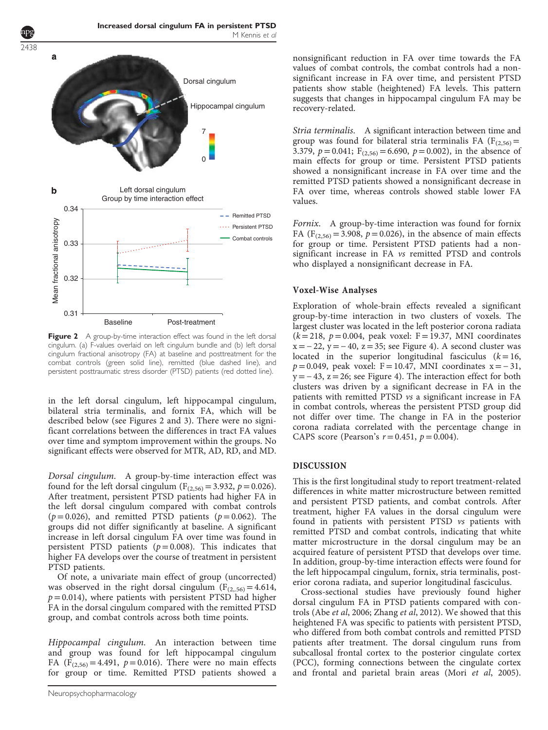Figure 2 A group-by-time interaction effect was found in the left dorsal cingulum. (a) F-values overlaid on left cingulum bundle and (b) left dorsal cingulum fractional anisotropy (FA) at baseline and posttreatment for the combat controls (green solid line), remitted (blue dashed line), and persistent posttraumatic stress disorder (PTSD) patients (red dotted line).

in the left dorsal cingulum, left hippocampal cingulum, bilateral stria terminalis, and fornix FA, which will be described below (see Figures 2 and 3). There were no significant correlations between the differences in tract FA values over time and symptom improvement within the groups. No significant effects were observed for MTR, AD, RD, and MD.

*Dorsal cingulum.* A group-by-time interaction effect was found for the left dorsal cingulum ($F_{(2,56)} = 3.932$, $p = 0.026$). After treatment, persistent PTSD patients had higher FA in the left dorsal cingulum compared with combat controls ($p = 0.026$), and remitted PTSD patients ($p = 0.062$). The groups did not differ significantly at baseline. A significant increase in left dorsal cingulum FA over time was found in persistent PTSD patients ($p = 0.008$). This indicates that higher FA develops over the course of treatment in persistent PTSD patients.

Of note, a univariate main effect of group (uncorrected) was observed in the right dorsal cingulum ($F_{(2,,56)} = 4.614$, $p = 0.014$), where patients with persistent PTSD had higher FA in the dorsal cingulum compared with the remitted PTSD group, and combat controls across both time points.

*Hippocampal cingulum.* An interaction between time and group was found for left hippocampal cingulum FA ($F_{(2,56)} = 4.491$, $p = 0.016$). There were no main effects for group or time. Remitted PTSD patients showed a nonsignificant reduction in FA over time towards the FA values of combat controls, the combat controls had a nonsignificant increase in FA over time, and persistent PTSD patients show stable (heightened) FA levels. This pattern suggests that changes in hippocampal cingulum FA may be recovery-related.

*Stria terminalis.* A significant interaction between time and group was found for bilateral stria terminalis FA ($F_{(2,56)} = 3.379$, $p = 0.041$; $F_{(2,56)} = 6.690$, $p = 0.002$), in the absence of main effects for group or time. Persistent PTSD patients showed a nonsignificant increase in FA over time and the remitted PTSD patients showed a nonsignificant decrease in FA over time, whereas controls showed stable lower FA values.

*Fornix.* A group-by-time interaction was found for fornix FA ($F_{(2,56)} = 3.908$, $p = 0.026$), in the absence of main effects for group or time. Persistent PTSD patients had a nonsignificant increase in FA *vs* remitted PTSD and controls who displayed a nonsignificant decrease in FA.

### Voxel-Wise Analyses

Exploration of whole-brain effects revealed a significant group-by-time interaction in two clusters of voxels. The largest cluster was located in the left posterior corona radiata ($k = 218$, $p = 0.004$, peak voxel: $F = 19.37$, MNI coordinates $x = -22$, $y = -40$, $z = 35$; see Figure 4). A second cluster was located in the superior longitudinal fasciculus ($k = 16$, $p = 0.049$, peak voxel: $F = 10.47$, MNI coordinates $x = -31$, $y = -43$, $z = 26$; see Figure 4). The interaction effect for both clusters was driven by a significant decrease in FA in the patients with remitted PTSD *vs* a significant increase in FA in combat controls, whereas the persistent PTSD group did not differ over time. The change in FA in the posterior corona radiata correlated with the percentage change in CAPS score (Pearson's $r = 0.451$, $p = 0.004$).

## DISCUSSION

This is the first longitudinal study to report treatment-related differences in white matter microstructure between remitted and persistent PTSD patients, and combat controls. After treatment, higher FA values in the dorsal cingulum were found in patients with persistent PTSD *vs* patients with remitted PTSD and combat controls, indicating that white matter microstructure in the dorsal cingulum may be an acquired feature of persistent PTSD that develops over time. In addition, group-by-time interaction effects were found for the left hippocampal cingulum, fornix, stria terminalis, posterior corona radiata, and superior longitudinal fasciculus.

Cross-sectional studies have previously found higher dorsal cingulum FA in PTSD patients compared with controls (Abe *et al*, 2006; Zhang *et al*, 2012). We showed that this heightened FA was specific to patients with persistent PTSD, who differed from both combat controls and remitted PTSD patients after treatment. The dorsal cingulum runs from subcallosal frontal cortex to the posterior cingulate cortex (PCC), forming connections between the cingulate cortex and frontal and parietal brain areas (Mori *et al*, 2005).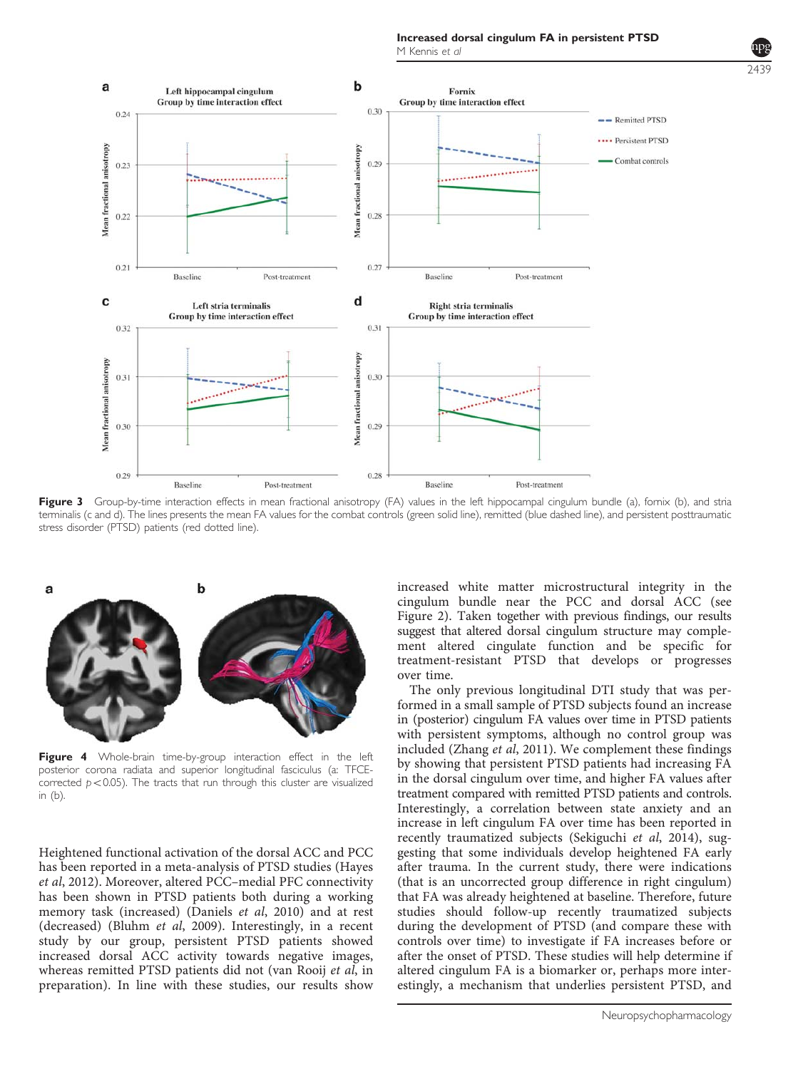**Figure 3** Group-by-time interaction effects in mean fractional anisotropy (FA) values in the left hippocampal cingulum bundle (a), fornix (b), and stria terminalis (c and d). The lines presents the mean FA values for the combat controls (green solid line), remitted (blue dashed line), and persistent posttraumatic stress disorder (PTSD) patients (red dotted line).

**Figure 4** Whole-brain time-by-group interaction effect in the left posterior corona radiata and superior longitudinal fasciculus (a: TFCE-corrected $p < 0.05$). The tracts that run through this cluster are visualized in (b).

Heightened functional activation of the dorsal ACC and PCC has been reported in a meta-analysis of PTSD studies (Hayes *et al*, 2012). Moreover, altered PCC–medial PFC connectivity has been shown in PTSD patients both during a working memory task (increased) (Daniels *et al*, 2010) and at rest (decreased) (Bluhm *et al*, 2009). Interestingly, in a recent study by our group, persistent PTSD patients showed increased dorsal ACC activity towards negative images, whereas remitted PTSD patients did not (van Rooij *et al*, in preparation). In line with these studies, our results show increased white matter microstructural integrity in the cingulum bundle near the PCC and dorsal ACC (see Figure 2). Taken together with previous findings, our results suggest that altered dorsal cingulum structure may complement altered cingulate function and be specific for treatment-resistant PTSD that develops or progresses over time.

The only previous longitudinal DTI study that was performed in a small sample of PTSD subjects found an increase in (posterior) cingulum FA values over time in PTSD patients with persistent symptoms, although no control group was included (Zhang *et al*, 2011). We complement these findings by showing that persistent PTSD patients had increasing FA in the dorsal cingulum over time, and higher FA values after treatment compared with remitted PTSD patients and controls. Interestingly, a correlation between state anxiety and an increase in left cingulum FA over time has been reported in recently traumatized subjects (Sekiguchi *et al*, 2014), suggesting that some individuals develop heightened FA early after trauma. In the current study, there were indications (that is an uncorrected group difference in right cingulum) that FA was already heightened at baseline. Therefore, future studies should follow-up recently traumatized subjects during the development of PTSD (and compare these with controls over time) to investigate if FA increases before or after the onset of PTSD. These studies will help determine if altered cingulum FA is a biomarker or, perhaps more interestingly, a mechanism that underlies persistent PTSD, and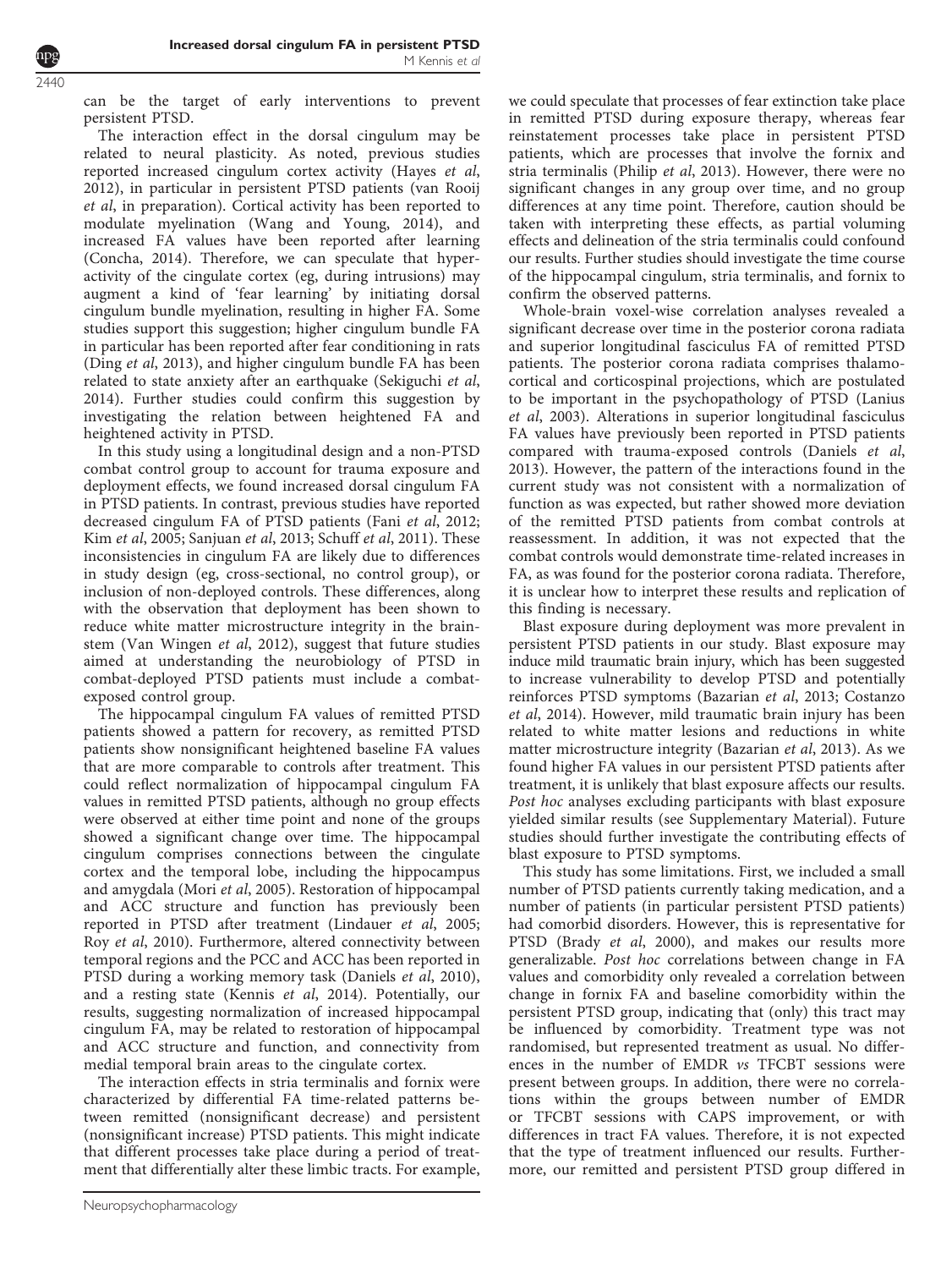can be the target of early interventions to prevent persistent PTSD.

The interaction effect in the dorsal cingulum may be related to neural plasticity. As noted, previous studies reported increased cingulum cortex activity (Hayes *et al*, 2012), in particular in persistent PTSD patients (van Rooij *et al*, in preparation). Cortical activity has been reported to modulate myelination (Wang and Young, 2014), and increased FA values have been reported after learning (Concha, 2014). Therefore, we can speculate that hyperactivity of the cingulate cortex (eg, during intrusions) may augment a kind of 'fear learning' by initiating dorsal cingulum bundle myelination, resulting in higher FA. Some studies support this suggestion; higher cingulum bundle FA in particular has been reported after fear conditioning in rats (Ding *et al*, 2013), and higher cingulum bundle FA has been related to state anxiety after an earthquake (Sekiguchi *et al*, 2014). Further studies could confirm this suggestion by investigating the relation between heightened FA and heightened activity in PTSD.

In this study using a longitudinal design and a non-PTSD combat control group to account for trauma exposure and deployment effects, we found increased dorsal cingulum FA in PTSD patients. In contrast, previous studies have reported decreased cingulum FA of PTSD patients (Fani *et al*, 2012; Kim *et al*, 2005; Sanjuan *et al*, 2013; Schuff *et al*, 2011). These inconsistencies in cingulum FA are likely due to differences in study design (eg, cross-sectional, no control group), or inclusion of non-deployed controls. These differences, along with the observation that deployment has been shown to reduce white matter microstructure integrity in the brainstem (Van Wingen *et al*, 2012), suggest that future studies aimed at understanding the neurobiology of PTSD in combat-deployed PTSD patients must include a combat-exposed control group.

The hippocampal cingulum FA values of remitted PTSD patients showed a pattern for recovery, as remitted PTSD patients show nonsignificant heightened baseline FA values that are more comparable to controls after treatment. This could reflect normalization of hippocampal cingulum FA values in remitted PTSD patients, although no group effects were observed at either time point and none of the groups showed a significant change over time. The hippocampal cingulum comprises connections between the cingulate cortex and the temporal lobe, including the hippocampus and amygdala (Mori *et al*, 2005). Restoration of hippocampal and ACC structure and function has previously been reported in PTSD after treatment (Lindauer *et al*, 2005; Roy *et al*, 2010). Furthermore, altered connectivity between temporal regions and the PCC and ACC has been reported in PTSD during a working memory task (Daniels *et al*, 2010), and a resting state (Kennis *et al*, 2014). Potentially, our results, suggesting normalization of increased hippocampal cingulum FA, may be related to restoration of hippocampal and ACC structure and function, and connectivity from medial temporal brain areas to the cingulate cortex.

The interaction effects in stria terminalis and fornix were characterized by differential FA time-related patterns between remitted (nonsignificant decrease) and persistent (nonsignificant increase) PTSD patients. This might indicate that different processes take place during a period of treatment that differentially alter these limbic tracts. For example, we could speculate that processes of fear extinction take place in remitted PTSD during exposure therapy, whereas fear reinstatement processes take place in persistent PTSD patients, which are processes that involve the fornix and stria terminalis (Philip *et al*, 2013). However, there were no significant changes in any group over time, and no group differences at any time point. Therefore, caution should be taken with interpreting these effects, as partial voluming effects and delineation of the stria terminalis could confound our results. Further studies should investigate the time course of the hippocampal cingulum, stria terminalis, and fornix to confirm the observed patterns.

Whole-brain voxel-wise correlation analyses revealed a significant decrease over time in the posterior corona radiata and superior longitudinal fasciculus FA of remitted PTSD patients. The posterior corona radiata comprises thalamo-cortical and corticospinal projections, which are postulated to be important in the psychopathology of PTSD (Lanius *et al*, 2003). Alterations in superior longitudinal fasciculus FA values have previously been reported in PTSD patients compared with trauma-exposed controls (Daniels *et al*, 2013). However, the pattern of the interactions found in the current study was not consistent with a normalization of function as was expected, but rather showed more deviation of the remitted PTSD patients from combat controls at reassessment. In addition, it was not expected that the combat controls would demonstrate time-related increases in FA, as was found for the posterior corona radiata. Therefore, it is unclear how to interpret these results and replication of this finding is necessary.

Blast exposure during deployment was more prevalent in persistent PTSD patients in our study. Blast exposure may induce mild traumatic brain injury, which has been suggested to increase vulnerability to develop PTSD and potentially reinforces PTSD symptoms (Bazarian *et al*, 2013; Costanzo *et al*, 2014). However, mild traumatic brain injury has been related to white matter lesions and reductions in white matter microstructure integrity (Bazarian *et al*, 2013). As we found higher FA values in our persistent PTSD patients after treatment, it is unlikely that blast exposure affects our results. *Post hoc* analyses excluding participants with blast exposure yielded similar results (see Supplementary Material). Future studies should further investigate the contributing effects of blast exposure to PTSD symptoms.

This study has some limitations. First, we included a small number of PTSD patients currently taking medication, and a number of patients (in particular persistent PTSD patients) had comorbid disorders. However, this is representative for PTSD (Brady *et al*, 2000), and makes our results more generalizable. *Post hoc* correlations between change in FA values and comorbidity only revealed a correlation between change in fornix FA and baseline comorbidity within the persistent PTSD group, indicating that (only) this tract may be influenced by comorbidity. Treatment type was not randomised, but represented treatment as usual. No differences in the number of EMDR *vs* TFCBT sessions were present between groups. In addition, there were no correlations within the groups between number of EMDR or TFCBT sessions with CAPS improvement, or with differences in tract FA values. Therefore, it is not expected that the type of treatment influenced our results. Furthermore, our remitted and persistent PTSD group differed in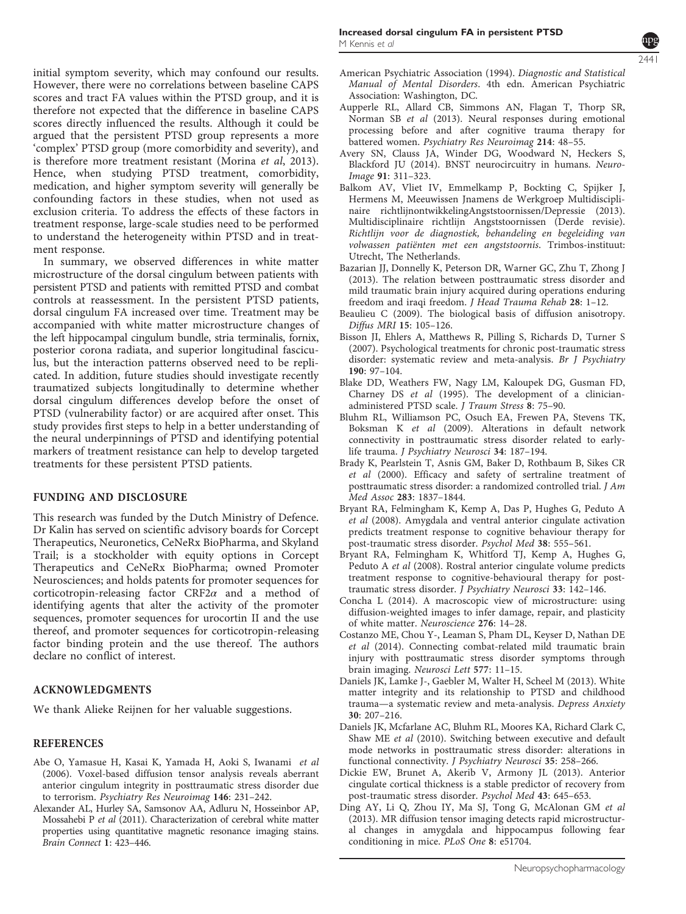initial symptom severity, which may confound our results. However, there were no correlations between baseline CAPS scores and tract FA values within the PTSD group, and it is therefore not expected that the difference in baseline CAPS scores directly influenced the results. Although it could be argued that the persistent PTSD group represents a more 'complex' PTSD group (more comorbidity and severity), and is therefore more treatment resistant (Morina *et al*, 2013). Hence, when studying PTSD treatment, comorbidity, medication, and higher symptom severity will generally be confounding factors in these studies, when not used as exclusion criteria. To address the effects of these factors in treatment response, large-scale studies need to be performed to understand the heterogeneity within PTSD and in treatment response.

In summary, we observed differences in white matter microstructure of the dorsal cingulum between patients with persistent PTSD and patients with remitted PTSD and combat controls at reassessment. In the persistent PTSD patients, dorsal cingulum FA increased over time. Treatment may be accompanied with white matter microstructure changes of the left hippocampal cingulum bundle, stria terminalis, fornix, posterior corona radiata, and superior longitudinal fasciculus, but the interaction patterns observed need to be replicated. In addition, future studies should investigate recently traumatized subjects longitudinally to determine whether dorsal cingulum differences develop before the onset of PTSD (vulnerability factor) or are acquired after onset. This study provides first steps to help in a better understanding of the neural underpinnings of PTSD and identifying potential markers of treatment resistance can help to develop targeted treatments for these persistent PTSD patients.

## FUNDING AND DISCLOSURE

This research was funded by the Dutch Ministry of Defence. Dr Kalin has served on scientific advisory boards for Corcept Therapeutics, Neuronetics, CeNeRx BioPharma, and Skyland Trail; is a stockholder with equity options in Corcept Therapeutics and CeNeRx BioPharma; owned Promoter Neurosciences; and holds patents for promoter sequences for corticotropin-releasing factor CRF2$\alpha$ and a method of identifying agents that alter the activity of the promoter sequences, promoter sequences for urocortin II and the use thereof, and promoter sequences for corticotropin-releasing factor binding protein and the use thereof. The authors declare no conflict of interest.

## ACKNOWLEDGMENTS

We thank Alieke Reijnen for her valuable suggestions.

## REFERENCES

Abe O, Yamasue H, Kasai K, Yamada H, Aoki S, Iwanami *et al* (2006). Voxel-based diffusion tensor analysis reveals aberrant anterior cingulum integrity in posttraumatic stress disorder due to terrorism. *Psychiatry Res Neuroimag* **146**: 231–242.

Alexander AL, Hurley SA, Samsonov AA, Adluru N, Hosseinbor AP, Mossahebi P *et al* (2011). Characterization of cerebral white matter properties using quantitative magnetic resonance imaging stains. *Brain Connect* **1**: 423–446.

American Psychiatric Association (1994). *Diagnostic and Statistical Manual of Mental Disorders*. 4th edn. American Psychiatric Association: Washington, DC.

Aupperle RL, Allard CB, Simmons AN, Flagan T, Thorp SR, Norman SB *et al* (2013). Neural responses during emotional processing before and after cognitive trauma therapy for battered women. *Psychiatry Res Neuroimag* **214**: 48–55.

Avery SN, Clauss JA, Winder DG, Woodward N, Heckers S, Blackford JU (2014). BNST neurocircuitry in humans. *NeuroImage* **91**: 311–323.

Balkom AV, Vliet IV, Emmelkamp P, Bockting C, Spijker J, Hermens M, Meeuwissen Jnamens de Werkgroep Multidisciplinaire richtlijnontwikkelingAngststoornissen/Depressie (2013). Multidisciplinaire richtlijn Angststoornissen (Derde revisie). *Richtlijn voor de diagnostiek, behandeling en begeleiding van volwassen patiënten met een angststoornis*. Trimbos-instituut: Utrecht, The Netherlands.

Bazarian JJ, Donnelly K, Peterson DR, Warner GC, Zhu T, Zhong J (2013). The relation between posttraumatic stress disorder and mild traumatic brain injury acquired during operations enduring freedom and iraqi freedom. *J Head Trauma Rehab* **28**: 1–12.

Beaulieu C (2009). The biological basis of diffusion anisotropy. *Diffus MRI* **15**: 105–126.

Bisson JI, Ehlers A, Matthews R, Pilling S, Richards D, Turner S (2007). Psychological treatments for chronic post-traumatic stress disorder: systematic review and meta-analysis. *Br J Psychiatry* **190**: 97–104.

Blake DD, Weathers FW, Nagy LM, Kaloupek DG, Gusman FD, Charney DS *et al* (1995). The development of a clinician-administered PTSD scale. *J Traum Stress* **8**: 75–90.

Bluhm RL, Williamson PC, Osuch EA, Frewen PA, Stevens TK, Boksman K *et al* (2009). Alterations in default network connectivity in posttraumatic stress disorder related to early-life trauma. *J Psychiatry Neurosci* **34**: 187–194.

Brady K, Pearlstein T, Asnis GM, Baker D, Rothbaum B, Sikes CR *et al* (2000). Efficacy and safety of sertraline treatment of posttraumatic stress disorder: a randomized controlled trial. *J Am Med Assoc* **283**: 1837–1844.

Bryant RA, Felmingham K, Kemp A, Das P, Hughes G, Peduto A *et al* (2008). Amygdala and ventral anterior cingulate activation predicts treatment response to cognitive behaviour therapy for post-traumatic stress disorder. *Psychol Med* **38**: 555–561.

Bryant RA, Felmingham K, Whitford TJ, Kemp A, Hughes G, Peduto A *et al* (2008). Rostral anterior cingulate volume predicts treatment response to cognitive-behavioural therapy for post-traumatic stress disorder. *J Psychiatry Neurosci* **33**: 142–146.

Concha L (2014). A macroscopic view of microstructure: using diffusion-weighted images to infer damage, repair, and plasticity of white matter. *Neuroscience* **276**: 14–28.

Costanzo ME, Chou Y-, Leaman S, Pham DL, Keyser D, Nathan DE *et al* (2014). Connecting combat-related mild traumatic brain injury with posttraumatic stress disorder symptoms through brain imaging. *Neurosci Lett* **577**: 11–15.

Daniels JK, Lamke J-, Gaebler M, Walter H, Scheel M (2013). White matter integrity and its relationship to PTSD and childhood trauma—a systematic review and meta-analysis. *Depress Anxiety* **30**: 207–216.

Daniels JK, Mcfarlane AC, Bluhm RL, Moores KA, Richard Clark C, Shaw ME *et al* (2010). Switching between executive and default mode networks in posttraumatic stress disorder: alterations in functional connectivity. *J Psychiatry Neurosci* **35**: 258–266.

Dickie EW, Brunet A, Akerib V, Armony JL (2013). Anterior cingulate cortical thickness is a stable predictor of recovery from post-traumatic stress disorder. *Psychol Med* **43**: 645–653.

Ding AY, Li Q, Zhou IY, Ma SJ, Tong G, McAlonan GM *et al* (2013). MR diffusion tensor imaging detects rapid microstructural changes in amygdala and hippocampus following fear conditioning in mice. *PLoS One* **8**: e51704.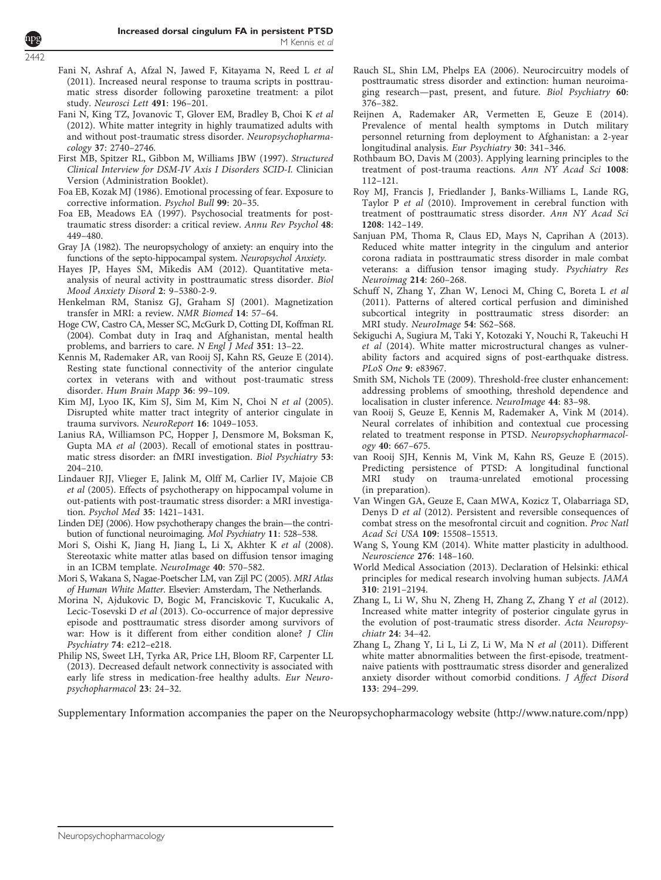Fani N, Ashraf A, Afzal N, Jawed F, Kitayama N, Reed L *et al* (2011). Increased neural response to trauma scripts in posttraumatic stress disorder following paroxetine treatment: a pilot study. *Neurosci Lett* **491**: 196–201.

Fani N, King TZ, Jovanovic T, Glover EM, Bradley B, Choi K *et al* (2012). White matter integrity in highly traumatized adults with and without post-traumatic stress disorder. *Neuropsychopharmacology* **37**: 2740–2746.

First MB, Spitzer RL, Gibbon M, Williams JBW (1997). *Structured Clinical Interview for DSM-IV Axis I Disorders SCID-I*. Clinician Version (Administration Booklet).

Foa EB, Kozak MJ (1986). Emotional processing of fear. Exposure to corrective information. *Psychol Bull* **99**: 20–35.

Foa EB, Meadows EA (1997). Psychosocial treatments for posttraumatic stress disorder: a critical review. *Annu Rev Psychol* **48**: 449–480.

Gray JA (1982). The neuropsychology of anxiety: an enquiry into the functions of the septo-hippocampal system. *Neuropsychol Anxiety*.

Hayes JP, Hayes SM, Mikedis AM (2012). Quantitative meta-analysis of neural activity in posttraumatic stress disorder. *Biol Mood Anxiety Disord* **2**: 9–5380-2-9.

Henkelman RM, Stanisz GJ, Graham SJ (2001). Magnetization transfer in MRI: a review. *NMR Biomed* **14**: 57–64.

Hoge CW, Castro CA, Messer SC, McGurk D, Cotting DI, Koffman RL (2004). Combat duty in Iraq and Afghanistan, mental health problems, and barriers to care. *N Engl J Med* **351**: 13–22.

Kennis M, Rademaker AR, van Rooij SJ, Kahn RS, Geuze E (2014). Resting state functional connectivity of the anterior cingulate cortex in veterans with and without post-traumatic stress disorder. *Hum Brain Mapp* **36**: 99–109.

Kim MJ, Lyoo IK, Kim SJ, Sim M, Kim N, Choi N *et al* (2005). Disrupted white matter tract integrity of anterior cingulate in trauma survivors. *NeuroReport* **16**: 1049–1053.

Lanius RA, Williamson PC, Hopper J, Densmore M, Boksman K, Gupta MA *et al* (2003). Recall of emotional states in posttraumatic stress disorder: an fMRI investigation. *Biol Psychiatry* **53**: 204–210.

Lindauer RJJ, Vlieger E, Jalink M, Olff M, Carlier IV, Majoie CB *et al* (2005). Effects of psychotherapy on hippocampal volume in out-patients with post-traumatic stress disorder: a MRI investigation. *Psychol Med* **35**: 1421–1431.

Linden DEJ (2006). How psychotherapy changes the brain—the contribution of functional neuroimaging. *Mol Psychiatry* **11**: 528–538.

Mori S, Oishi K, Jiang H, Jiang L, Li X, Akhter K *et al* (2008). Stereotaxic white matter atlas based on diffusion tensor imaging in an ICBM template. *NeuroImage* **40**: 570–582.

Mori S, Wakana S, Nagae-Poetscher LM, van Zijl PC (2005). *MRI Atlas of Human White Matter*. Elsevier: Amsterdam, The Netherlands.

Morina N, Ajdukovic D, Bogic M, Franciskovic T, Kucukalic A, Lecic-Tosevski D *et al* (2013). Co-occurrence of major depressive episode and posttraumatic stress disorder among survivors of war: How is it different from either condition alone? *J Clin Psychiatry* **74**: e212–e218.

Philip NS, Sweet LH, Tyrka AR, Price LH, Bloom RF, Carpenter LL (2013). Decreased default network connectivity is associated with early life stress in medication-free healthy adults. *Eur Neuropsychopharmacol* **23**: 24–32.

Rauch SL, Shin LM, Phelps EA (2006). Neurocircuitry models of posttraumatic stress disorder and extinction: human neuroimaging research—past, present, and future. *Biol Psychiatry* **60**: 376–382.

Reijnen A, Rademaker AR, Vermetten E, Geuze E (2014). Prevalence of mental health symptoms in Dutch military personnel returning from deployment to Afghanistan: a 2-year longitudinal analysis. *Eur Psychiatry* **30**: 341–346.

Rothbaum BO, Davis M (2003). Applying learning principles to the treatment of post-trauma reactions. *Ann NY Acad Sci* **1008**: 112–121.

Roy MJ, Francis J, Friedlander J, Banks-Williams L, Lande RG, Taylor P *et al* (2010). Improvement in cerebral function with treatment of posttraumatic stress disorder. *Ann NY Acad Sci* **1208**: 142–149.

Sanjuan PM, Thoma R, Claus ED, Mays N, Caprihan A (2013). Reduced white matter integrity in the cingulum and anterior corona radiata in posttraumatic stress disorder in male combat veterans: a diffusion tensor imaging study. *Psychiatry Res Neuroimag* **214**: 260–268.

Schuff N, Zhang Y, Zhan W, Lenoci M, Ching C, Boreta L *et al* (2011). Patterns of altered cortical perfusion and diminished subcortical integrity in posttraumatic stress disorder: an MRI study. *NeuroImage* **54**: S62–S68.

Sekiguchi A, Sugiura M, Taki Y, Kotozaki Y, Nouchi R, Takeuchi H *et al* (2014). White matter microstructural changes as vulnerability factors and acquired signs of post-earthquake distress. *PLoS One* **9**: e83967.

Smith SM, Nichols TE (2009). Threshold-free cluster enhancement: addressing problems of smoothing, threshold dependence and localisation in cluster inference. *NeuroImage* **44**: 83–98.

van Rooij S, Geuze E, Kennis M, Rademaker A, Vink M (2014). Neural correlates of inhibition and contextual cue processing related to treatment response in PTSD. *Neuropsychopharmacology* **40**: 667–675.

van Rooij SJH, Kennis M, Vink M, Kahn RS, Geuze E (2015). Predicting persistence of PTSD: A longitudinal functional MRI study on trauma-unrelated emotional processing (in preparation).

Van Wingen GA, Geuze E, Caan MWA, Kozicz T, Olabarriaga SD, Denys D *et al* (2012). Persistent and reversible consequences of combat stress on the mesofrontal circuit and cognition. *Proc Natl Acad Sci USA* **109**: 15508–15513.

Wang S, Young KM (2014). White matter plasticity in adulthood. *Neuroscience* **276**: 148–160.

World Medical Association (2013). Declaration of Helsinki: ethical principles for medical research involving human subjects. *JAMA* **310**: 2191–2194.

Zhang L, Li W, Shu N, Zheng H, Zhang Z, Zhang Y *et al* (2012). Increased white matter integrity of posterior cingulate gyrus in the evolution of post-traumatic stress disorder. *Acta Neuropsychiatr* **24**: 34–42.

Zhang L, Zhang Y, Li L, Li Z, Li W, Ma N *et al* (2011). Different white matter abnormalities between the first-episode, treatment-naive patients with posttraumatic stress disorder and generalized anxiety disorder without comorbid conditions. *J Affect Disord* **133**: 294–299.

Supplementary Information accompanies the paper on the Neuropsychopharmacology website (http://www.nature.com/npp)